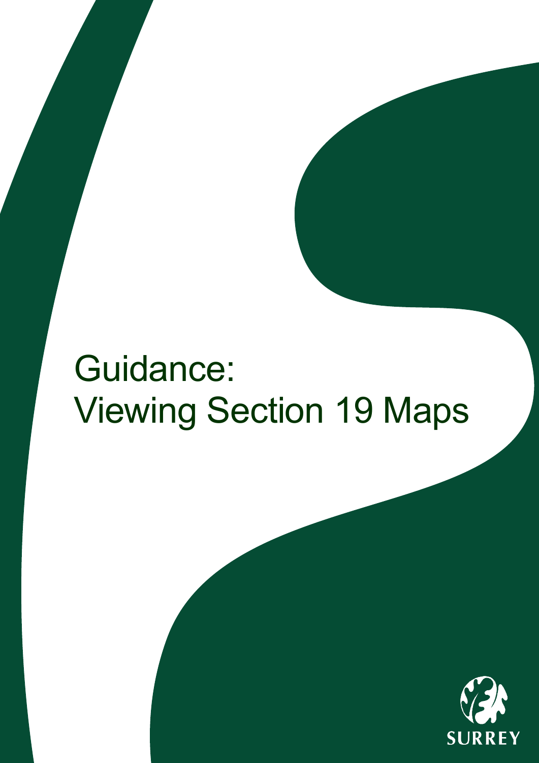# Guidance: Viewing Section 19 Maps

SURREY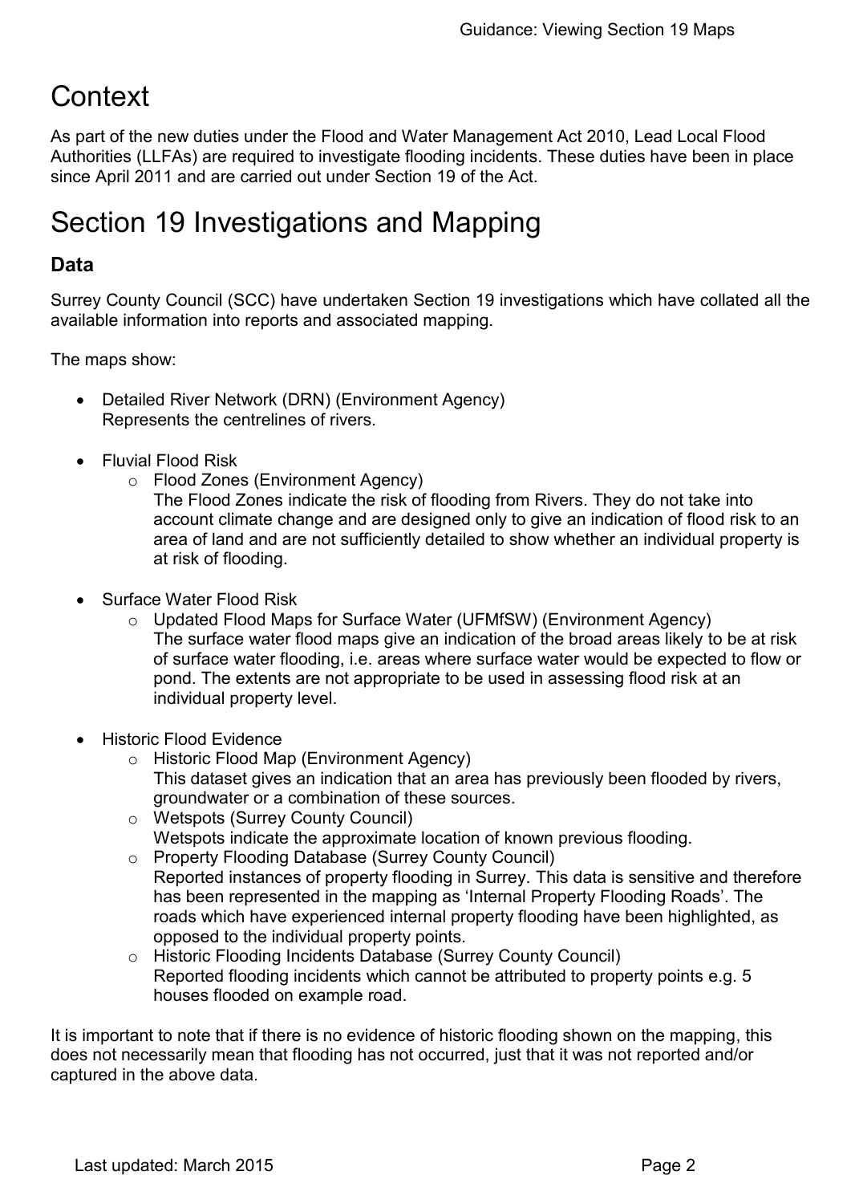# Context

As part of the new duties under the Flood and Water Management Act 2010, Lead Local Flood Authorities (LLFAs) are required to investigate flooding incidents. These duties have been in place since April 2011 and are carried out under Section 19 of the Act.

# Section 19 Investigations and Mapping

## Data

Surrey County Council (SCC) have undertaken Section 19 investigations which have collated all the available information into reports and associated mapping.

The maps show:

- Detailed River Network (DRN) (Environment Agency)
  Represents the centrelines of rivers.

- Fluvial Flood Risk
  - Flood Zones (Environment Agency)
    The Flood Zones indicate the risk of flooding from Rivers. They do not take into account climate change and are designed only to give an indication of flood risk to an area of land and are not sufficiently detailed to show whether an individual property is at risk of flooding.

- Surface Water Flood Risk
  - Updated Flood Maps for Surface Water (UFMfSW) (Environment Agency)
    The surface water flood maps give an indication of the broad areas likely to be at risk of surface water flooding, i.e. areas where surface water would be expected to flow or pond. The extents are not appropriate to be used in assessing flood risk at an individual property level.

- Historic Flood Evidence
  - Historic Flood Map (Environment Agency)
    This dataset gives an indication that an area has previously been flooded by rivers, groundwater or a combination of these sources.
  - Wetspots (Surrey County Council)
    Wetspots indicate the approximate location of known previous flooding.
  - Property Flooding Database (Surrey County Council)
    Reported instances of property flooding in Surrey. This data is sensitive and therefore has been represented in the mapping as 'Internal Property Flooding Roads'. The roads which have experienced internal property flooding have been highlighted, as opposed to the individual property points.
  - Historic Flooding Incidents Database (Surrey County Council)
    Reported flooding incidents which cannot be attributed to property points e.g. 5 houses flooded on example road.

It is important to note that if there is no evidence of historic flooding shown on the mapping, this does not necessarily mean that flooding has not occurred, just that it was not reported and/or captured in the above data.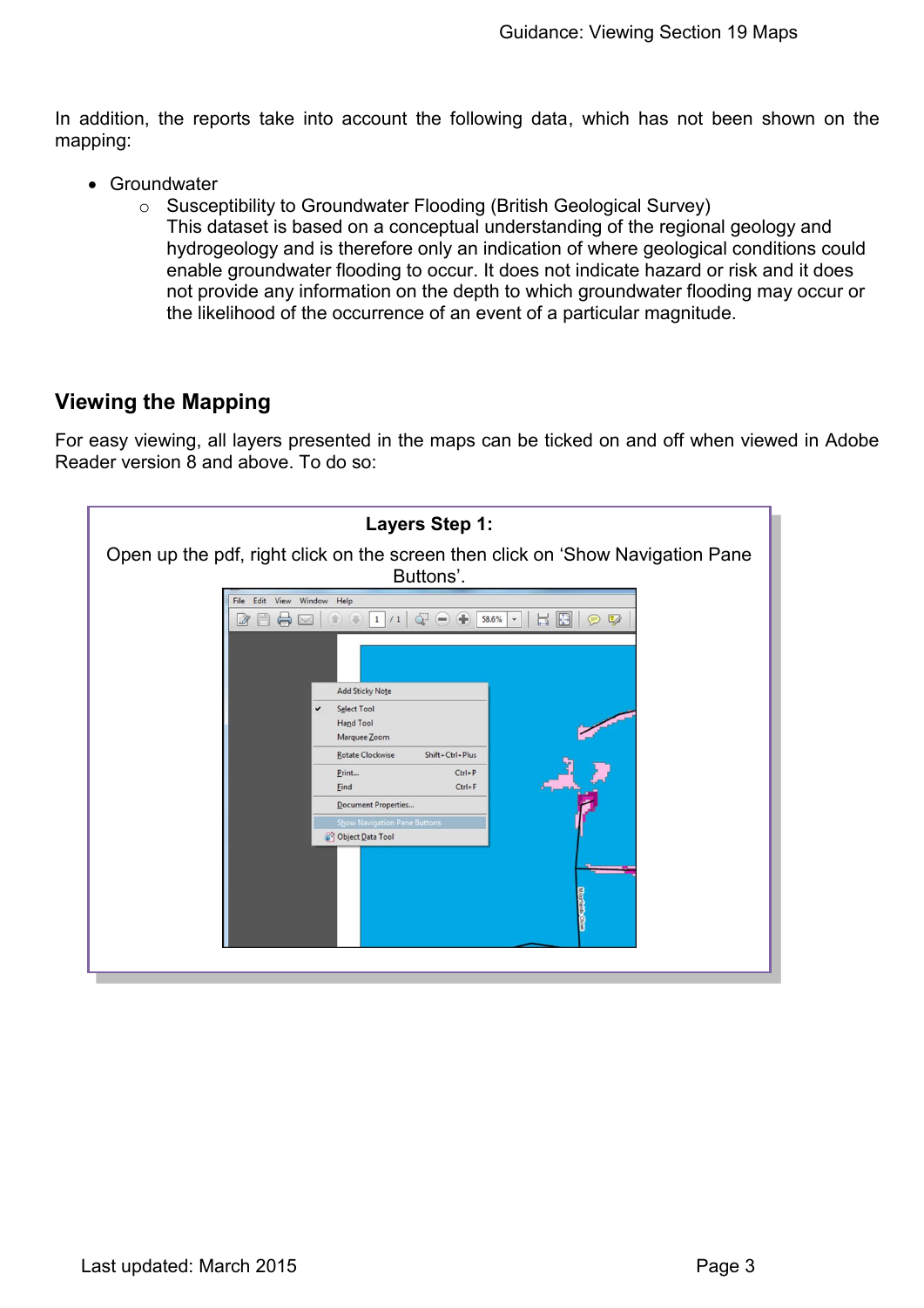In addition, the reports take into account the following data, which has not been shown on the mapping:

- Groundwater
  - Susceptibility to Groundwater Flooding (British Geological Survey)
    This dataset is based on a conceptual understanding of the regional geology and hydrogeology and is therefore only an indication of where geological conditions could enable groundwater flooding to occur. It does not indicate hazard or risk and it does not provide any information on the depth to which groundwater flooding may occur or the likelihood of the occurrence of an event of a particular magnitude.

## Viewing the Mapping

For easy viewing, all layers presented in the maps can be ticked on and off when viewed in Adobe Reader version 8 and above. To do so:

**Layers Step 1:**

Open up the pdf, right click on the screen then click on 'Show Navigation Pane Buttons'.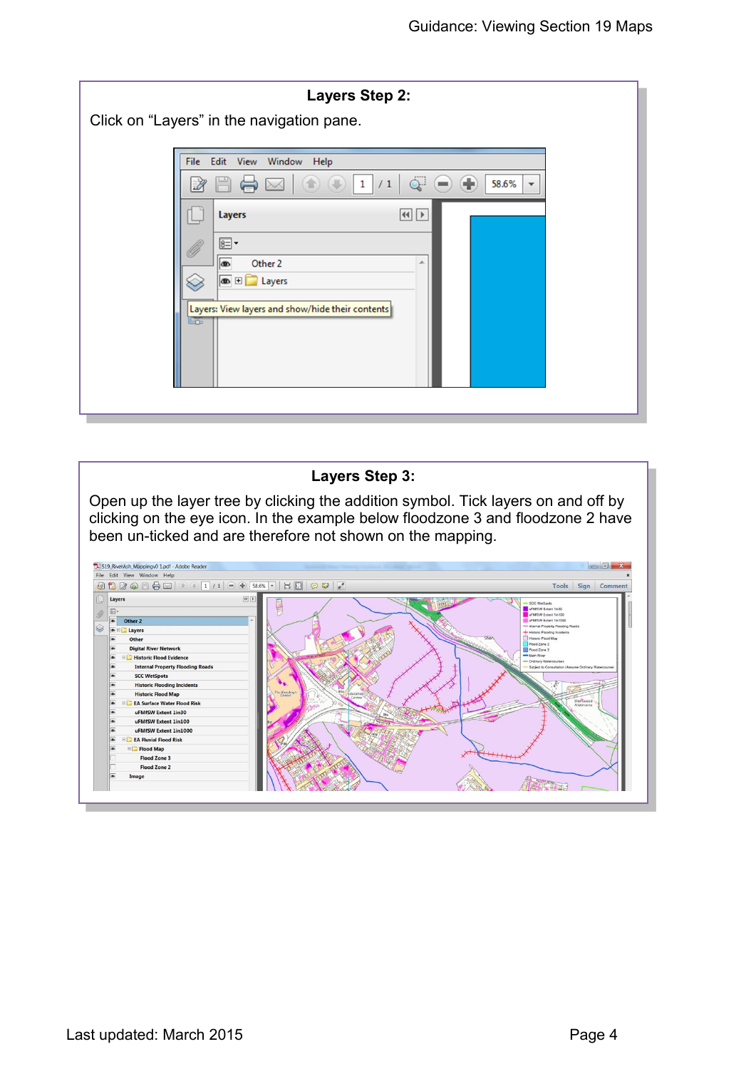**Layers Step 2:**

Click on “Layers” in the navigation pane.

**Layers Step 3:**

Open up the layer tree by clicking the addition symbol. Tick layers on and off by clicking on the eye icon. In the example below floodzone 3 and floodzone 2 have been un-ticked and are therefore not shown on the mapping.